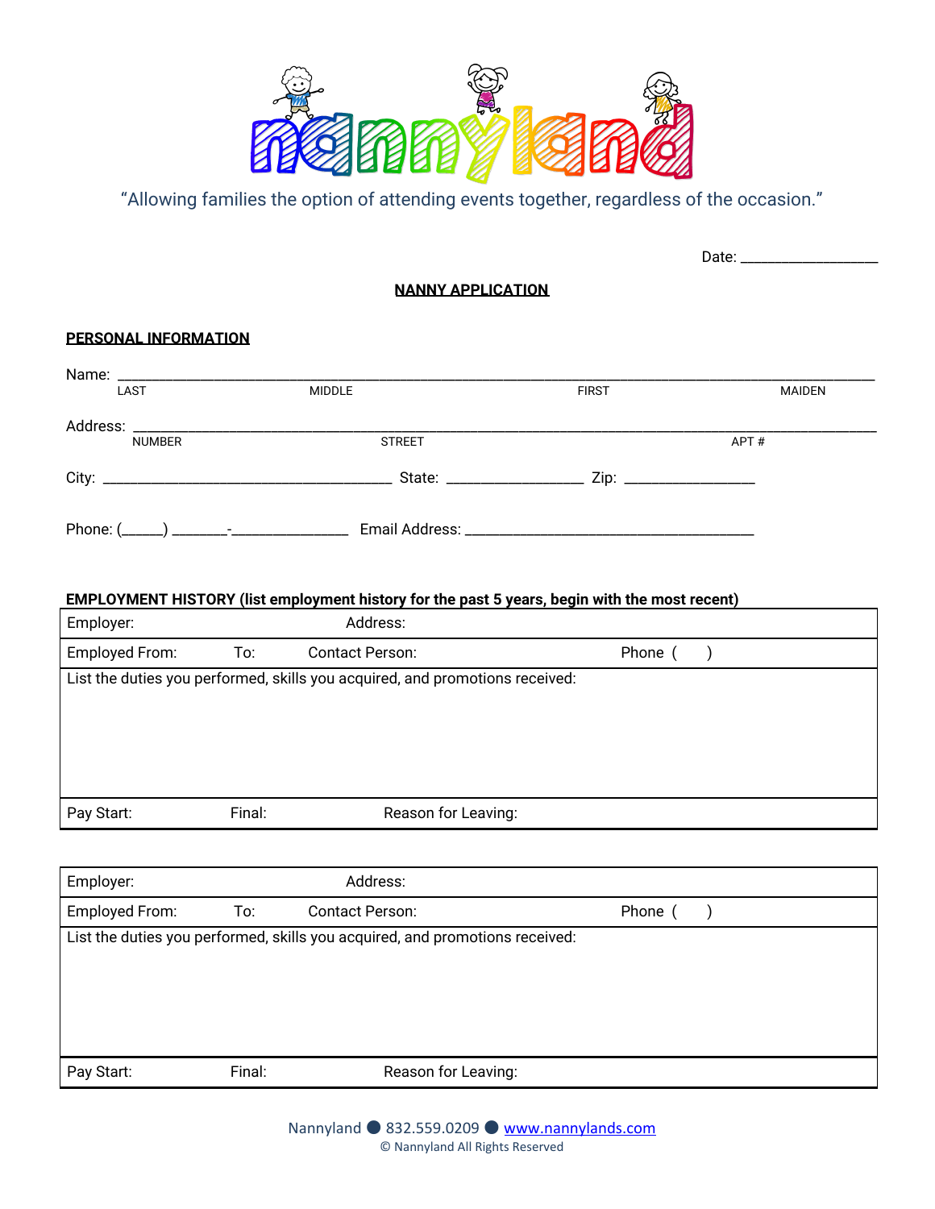# nannyland

"Allowing families the option of attending events together, regardless of the occasion."

Date: ___________________

**NANNY APPLICATION**

**PERSONAL INFORMATION**

Name: ______________________________________________________________________________
LAST MIDDLE FIRST MAIDEN

Address: ____________________________________________________________________________
NUMBER STREET APT #

City: ______________________________________ State: __________________ Zip: _________________

Phone: (______) ________-________________ Email Address: _______________________________________

**EMPLOYMENT HISTORY (list employment history for the past 5 years, begin with the most recent)**

| | | | |
|---|---|---|---|
| Employer: | | Address: | |
| Employed From: | To: | Contact Person: | Phone ( ) |
| List the duties you performed, skills you acquired, and promotions received: | | | |
| Pay Start: | Final: | Reason for Leaving: | |

| | | | |
|---|---|---|---|
| Employer: | | Address: | |
| Employed From: | To: | Contact Person: | Phone ( ) |
| List the duties you performed, skills you acquired, and promotions received: | | | |
| Pay Start: | Final: | Reason for Leaving: | |

Nannyland ● 832.559.0209 ● www.nannylands.com
© Nannyland All Rights Reserved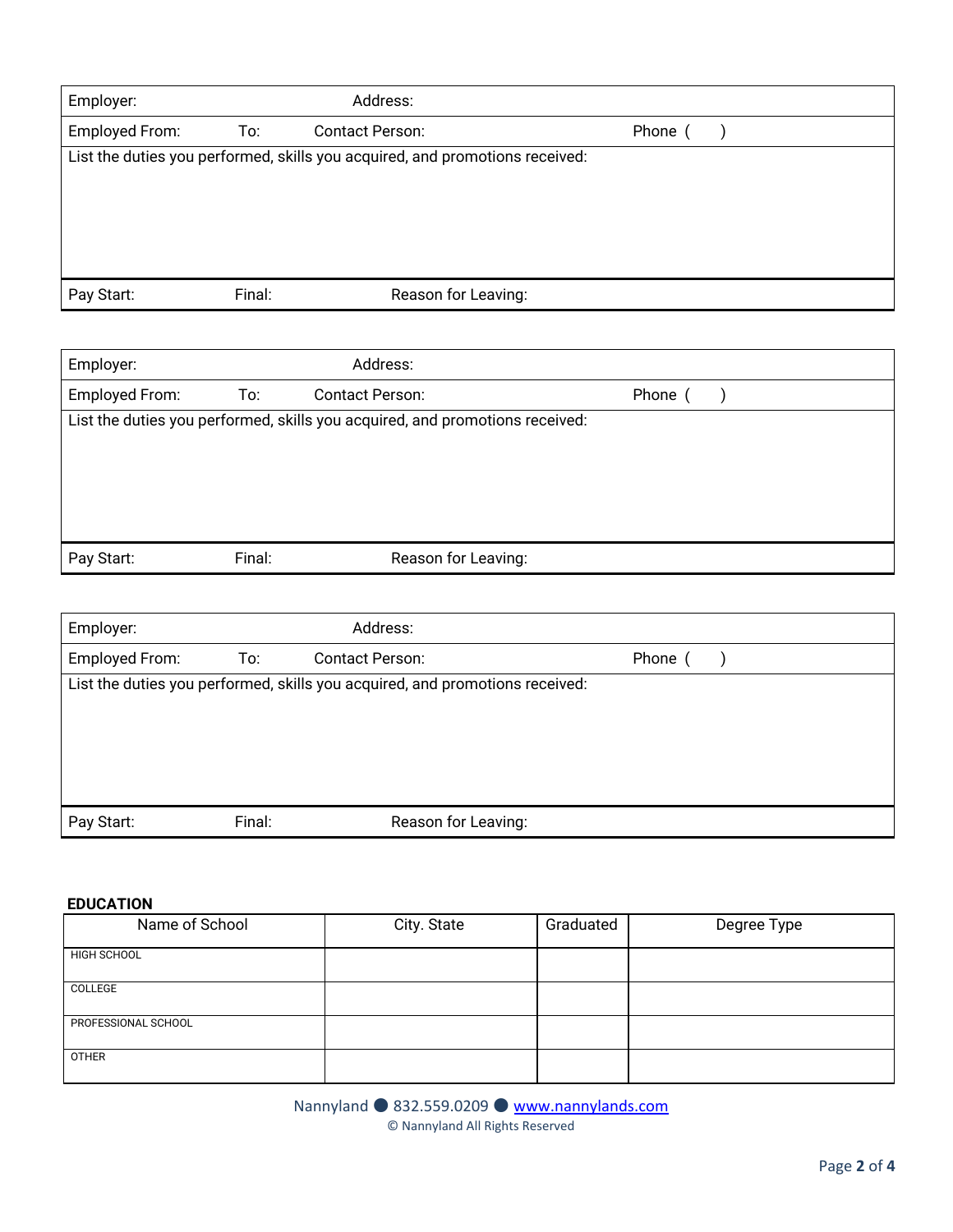| Employer: | | Address: | |
|---|---|---|---|
| Employed From: | To: | Contact Person: | Phone ( ) |
| List the duties you performed, skills you acquired, and promotions received: | | | |
| Pay Start: | Final: | Reason for Leaving: | |

| Employer: | | Address: | |
|---|---|---|---|
| Employed From: | To: | Contact Person: | Phone ( ) |
| List the duties you performed, skills you acquired, and promotions received: | | | |
| Pay Start: | Final: | Reason for Leaving: | |

| Employer: | | Address: | |
|---|---|---|---|
| Employed From: | To: | Contact Person: | Phone ( ) |
| List the duties you performed, skills you acquired, and promotions received: | | | |
| Pay Start: | Final: | Reason for Leaving: | |

**EDUCATION**

| Name of School | City. State | Graduated | Degree Type |
|---|---|---|---|
| HIGH SCHOOL | | | |
| COLLEGE | | | |
| PROFESSIONAL SCHOOL | | | |
| OTHER | | | |

Nannyland ● 832.559.0209 ● www.nannylands.com
© Nannyland All Rights Reserved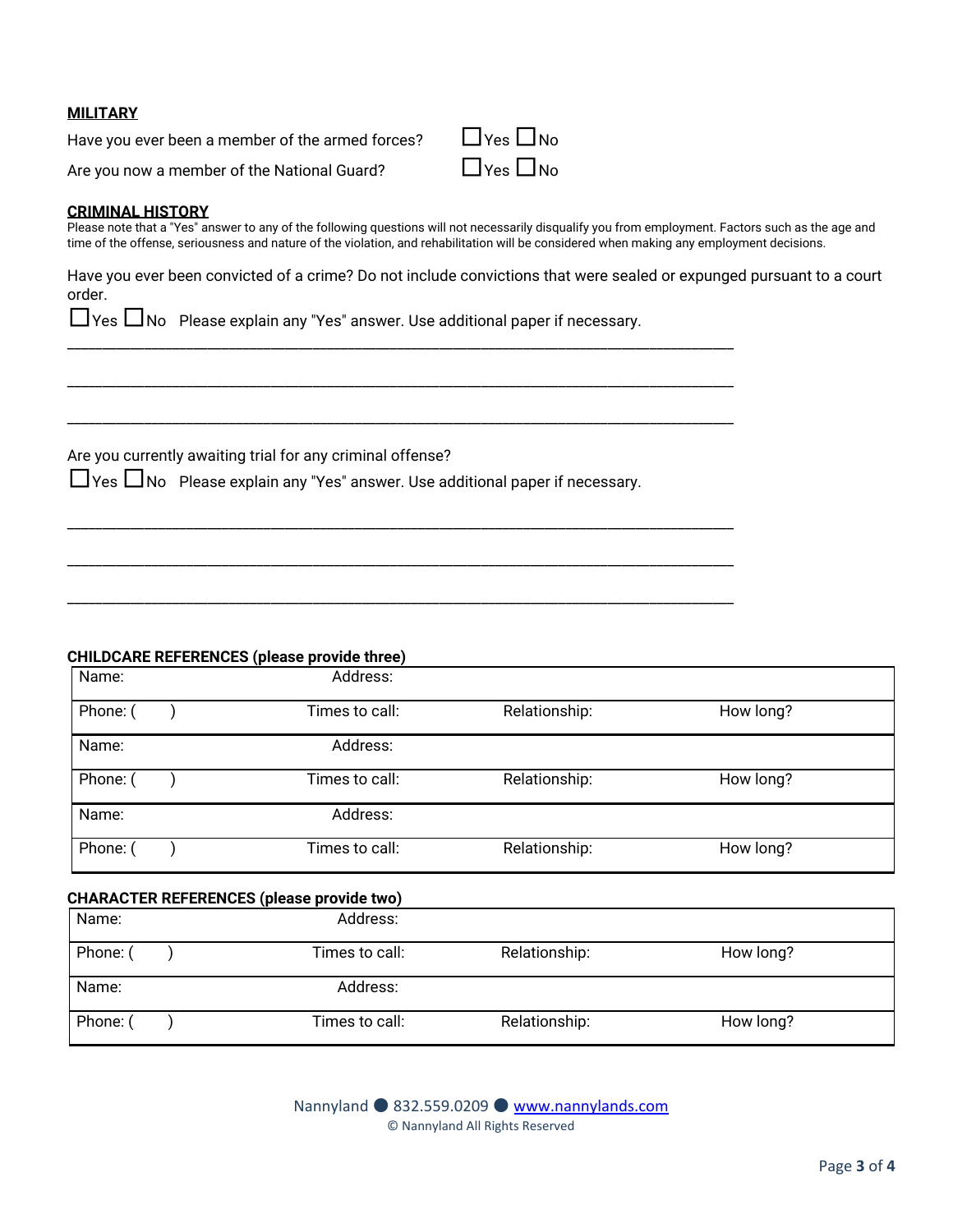**MILITARY**

Have you ever been a member of the armed forces? ☐ Yes ☐ No

Are you now a member of the National Guard? ☐ Yes ☐ No

**CRIMINAL HISTORY**

Please note that a "Yes" answer to any of the following questions will not necessarily disqualify you from employment. Factors such as the age and time of the offense, seriousness and nature of the violation, and rehabilitation will be considered when making any employment decisions.

Have you ever been convicted of a crime? Do not include convictions that were sealed or expunged pursuant to a court order.

☐ Yes ☐ No Please explain any "Yes" answer. Use additional paper if necessary.

______________________________________________________________________________

______________________________________________________________________________

______________________________________________________________________________

Are you currently awaiting trial for any criminal offense?

☐ Yes ☐ No Please explain any "Yes" answer. Use additional paper if necessary.

______________________________________________________________________________

______________________________________________________________________________

______________________________________________________________________________

**CHILDCARE REFERENCES (please provide three)**

| | | | |
|---|---|---|---|
| Name: | Address: | | |
| Phone: ( ) | Times to call: | Relationship: | How long? |
| Name: | Address: | | |
| Phone: ( ) | Times to call: | Relationship: | How long? |
| Name: | Address: | | |
| Phone: ( ) | Times to call: | Relationship: | How long? |

**CHARACTER REFERENCES (please provide two)**

| | | | |
|---|---|---|---|
| Name: | Address: | | |
| Phone: ( ) | Times to call: | Relationship: | How long? |
| Name: | Address: | | |
| Phone: ( ) | Times to call: | Relationship: | How long? |

Nannyland ● 832.559.0209 ● www.nannylands.com
© Nannyland All Rights Reserved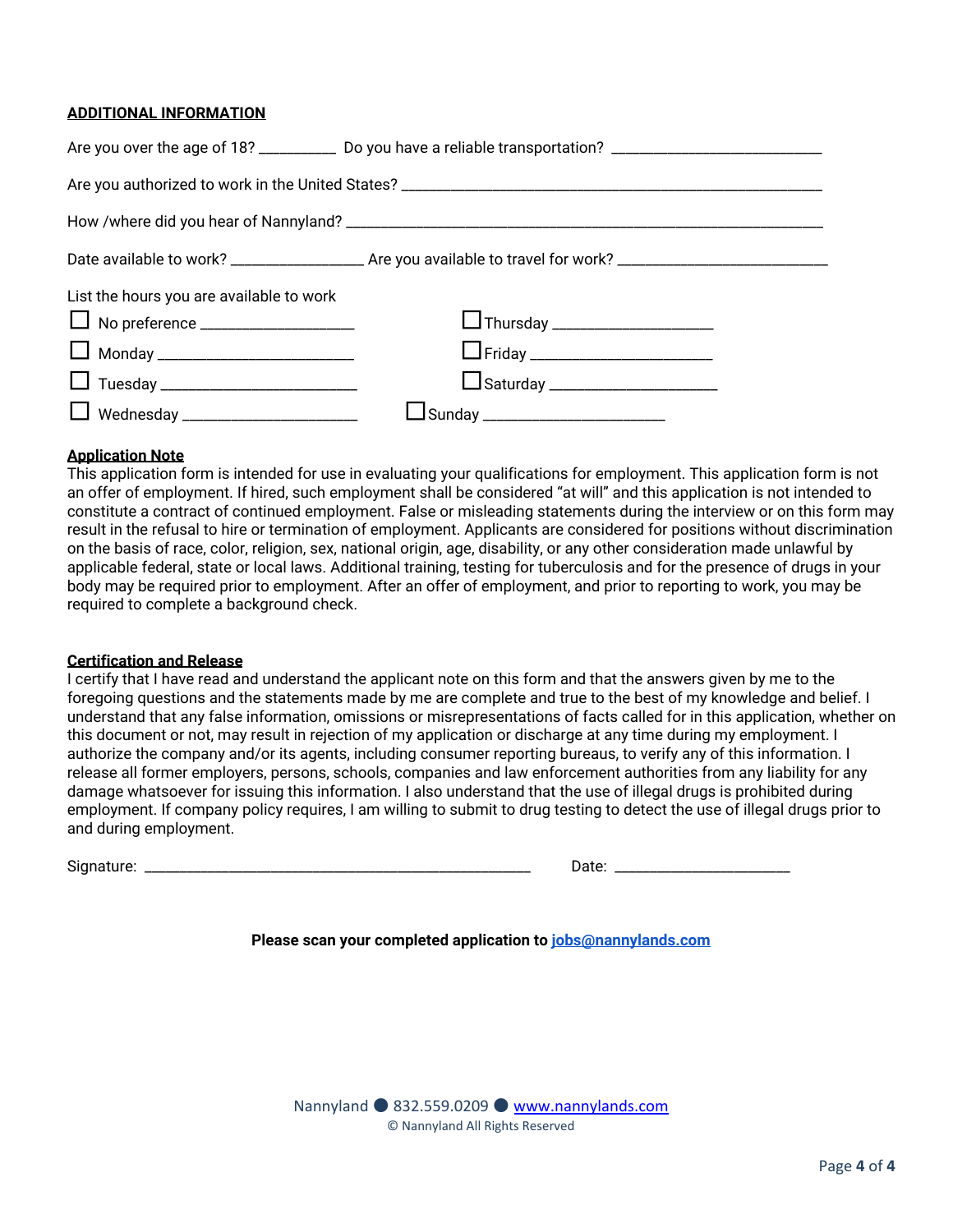**ADDITIONAL INFORMATION**

Are you over the age of 18? __________ Do you have a reliable transportation? ___________________________

Are you authorized to work in the United States? _______________________________________________________

How /where did you hear of Nannyland? ____________________________________________________________

Date available to work? _________________ Are you available to travel for work? ___________________________

List the hours you are available to work

- ☐ No preference ____________________
- ☐ Monday __________________________
- ☐ Tuesday __________________________
- ☐ Wednesday _______________________
- ☐ Thursday _____________________
- ☐ Friday _______________________
- ☐ Saturday _____________________
- ☐ Sunday _______________________

**Application Note**

This application form is intended for use in evaluating your qualifications for employment. This application form is not an offer of employment. If hired, such employment shall be considered "at will" and this application is not intended to constitute a contract of continued employment. False or misleading statements during the interview or on this form may result in the refusal to hire or termination of employment. Applicants are considered for positions without discrimination on the basis of race, color, religion, sex, national origin, age, disability, or any other consideration made unlawful by applicable federal, state or local laws. Additional training, testing for tuberculosis and for the presence of drugs in your body may be required prior to employment. After an offer of employment, and prior to reporting to work, you may be required to complete a background check.

**Certification and Release**

I certify that I have read and understand the applicant note on this form and that the answers given by me to the foregoing questions and the statements made by me are complete and true to the best of my knowledge and belief. I understand that any false information, omissions or misrepresentations of facts called for in this application, whether on this document or not, may result in rejection of my application or discharge at any time during my employment. I authorize the company and/or its agents, including consumer reporting bureaus, to verify any of this information. I release all former employers, persons, schools, companies and law enforcement authorities from any liability for any damage whatsoever for issuing this information. I also understand that the use of illegal drugs is prohibited during employment. If company policy requires, I am willing to submit to drug testing to detect the use of illegal drugs prior to and during employment.

Signature: ______________________________________________ Date: ______________________

**Please scan your completed application to jobs@nannylands.com**

Nannyland ● 832.559.0209 ● www.nannylands.com

© Nannyland All Rights Reserved